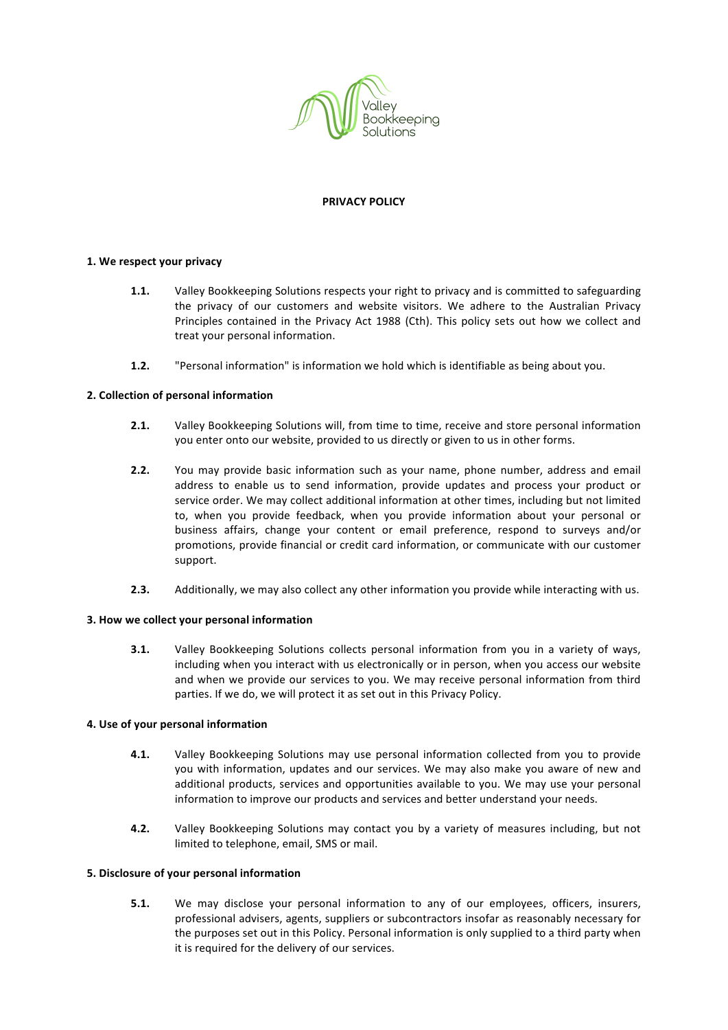Valley Bookkeeping Solutions

# PRIVACY POLICY

## 1. We respect your privacy

**1.1.** Valley Bookkeeping Solutions respects your right to privacy and is committed to safeguarding the privacy of our customers and website visitors. We adhere to the Australian Privacy Principles contained in the Privacy Act 1988 (Cth). This policy sets out how we collect and treat your personal information.

**1.2.** "Personal information" is information we hold which is identifiable as being about you.

## 2. Collection of personal information

**2.1.** Valley Bookkeeping Solutions will, from time to time, receive and store personal information you enter onto our website, provided to us directly or given to us in other forms.

**2.2.** You may provide basic information such as your name, phone number, address and email address to enable us to send information, provide updates and process your product or service order. We may collect additional information at other times, including but not limited to, when you provide feedback, when you provide information about your personal or business affairs, change your content or email preference, respond to surveys and/or promotions, provide financial or credit card information, or communicate with our customer support.

**2.3.** Additionally, we may also collect any other information you provide while interacting with us.

## 3. How we collect your personal information

**3.1.** Valley Bookkeeping Solutions collects personal information from you in a variety of ways, including when you interact with us electronically or in person, when you access our website and when we provide our services to you. We may receive personal information from third parties. If we do, we will protect it as set out in this Privacy Policy.

## 4. Use of your personal information

**4.1.** Valley Bookkeeping Solutions may use personal information collected from you to provide you with information, updates and our services. We may also make you aware of new and additional products, services and opportunities available to you. We may use your personal information to improve our products and services and better understand your needs.

**4.2.** Valley Bookkeeping Solutions may contact you by a variety of measures including, but not limited to telephone, email, SMS or mail.

## 5. Disclosure of your personal information

**5.1.** We may disclose your personal information to any of our employees, officers, insurers, professional advisers, agents, suppliers or subcontractors insofar as reasonably necessary for the purposes set out in this Policy. Personal information is only supplied to a third party when it is required for the delivery of our services.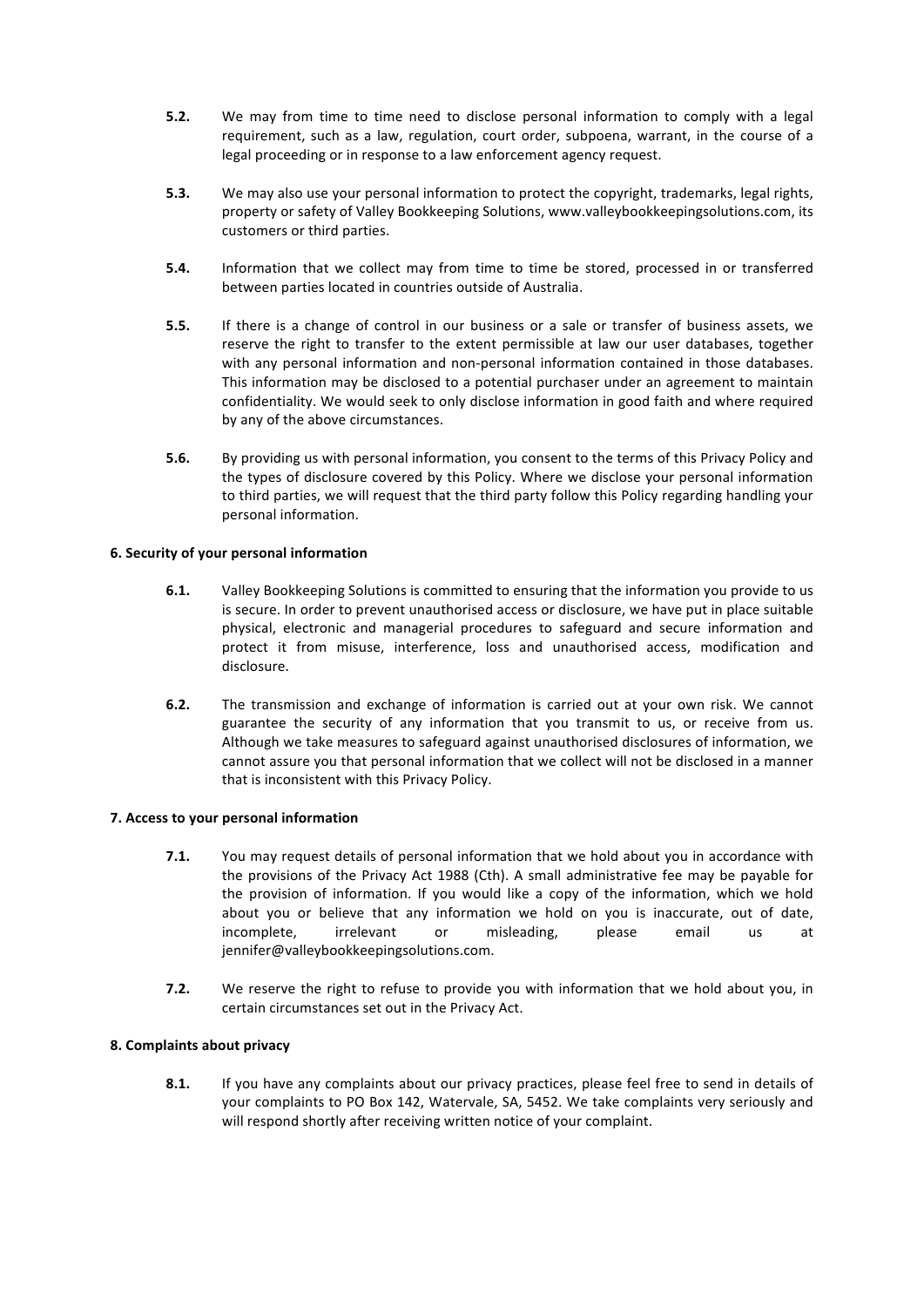**5.2.** We may from time to time need to disclose personal information to comply with a legal requirement, such as a law, regulation, court order, subpoena, warrant, in the course of a legal proceeding or in response to a law enforcement agency request.

**5.3.** We may also use your personal information to protect the copyright, trademarks, legal rights, property or safety of Valley Bookkeeping Solutions, www.valleybookkeepingsolutions.com, its customers or third parties.

**5.4.** Information that we collect may from time to time be stored, processed in or transferred between parties located in countries outside of Australia.

**5.5.** If there is a change of control in our business or a sale or transfer of business assets, we reserve the right to transfer to the extent permissible at law our user databases, together with any personal information and non-personal information contained in those databases. This information may be disclosed to a potential purchaser under an agreement to maintain confidentiality. We would seek to only disclose information in good faith and where required by any of the above circumstances.

**5.6.** By providing us with personal information, you consent to the terms of this Privacy Policy and the types of disclosure covered by this Policy. Where we disclose your personal information to third parties, we will request that the third party follow this Policy regarding handling your personal information.

**6. Security of your personal information**

**6.1.** Valley Bookkeeping Solutions is committed to ensuring that the information you provide to us is secure. In order to prevent unauthorised access or disclosure, we have put in place suitable physical, electronic and managerial procedures to safeguard and secure information and protect it from misuse, interference, loss and unauthorised access, modification and disclosure.

**6.2.** The transmission and exchange of information is carried out at your own risk. We cannot guarantee the security of any information that you transmit to us, or receive from us. Although we take measures to safeguard against unauthorised disclosures of information, we cannot assure you that personal information that we collect will not be disclosed in a manner that is inconsistent with this Privacy Policy.

**7. Access to your personal information**

**7.1.** You may request details of personal information that we hold about you in accordance with the provisions of the Privacy Act 1988 (Cth). A small administrative fee may be payable for the provision of information. If you would like a copy of the information, which we hold about you or believe that any information we hold on you is inaccurate, out of date, incomplete, irrelevant or misleading, please email us at jennifer@valleybookkeepingsolutions.com.

**7.2.** We reserve the right to refuse to provide you with information that we hold about you, in certain circumstances set out in the Privacy Act.

**8. Complaints about privacy**

**8.1.** If you have any complaints about our privacy practices, please feel free to send in details of your complaints to PO Box 142, Watervale, SA, 5452. We take complaints very seriously and will respond shortly after receiving written notice of your complaint.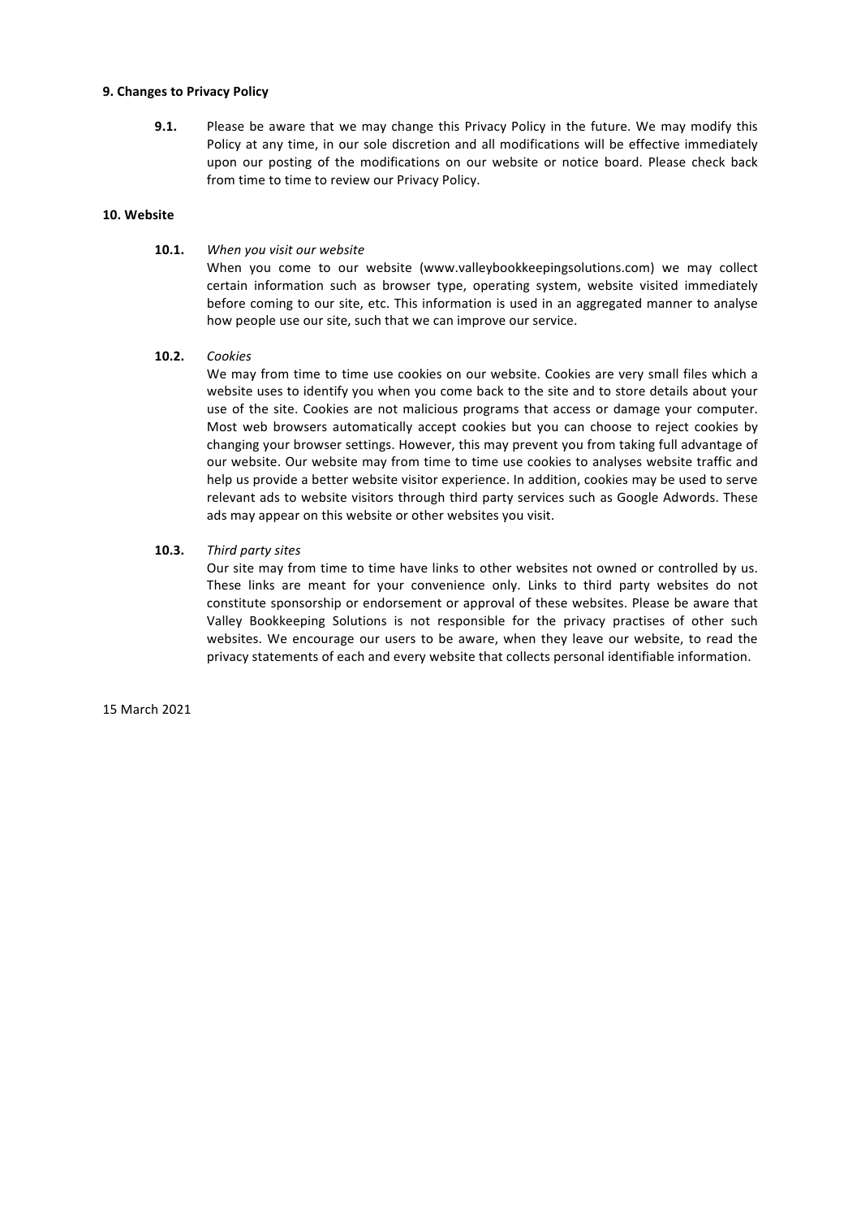**9. Changes to Privacy Policy**

**9.1.** Please be aware that we may change this Privacy Policy in the future. We may modify this Policy at any time, in our sole discretion and all modifications will be effective immediately upon our posting of the modifications on our website or notice board. Please check back from time to time to review our Privacy Policy.

**10. Website**

**10.1.** *When you visit our website*
When you come to our website (www.valleybookkeepingsolutions.com) we may collect certain information such as browser type, operating system, website visited immediately before coming to our site, etc. This information is used in an aggregated manner to analyse how people use our site, such that we can improve our service.

**10.2.** *Cookies*
We may from time to time use cookies on our website. Cookies are very small files which a website uses to identify you when you come back to the site and to store details about your use of the site. Cookies are not malicious programs that access or damage your computer. Most web browsers automatically accept cookies but you can choose to reject cookies by changing your browser settings. However, this may prevent you from taking full advantage of our website. Our website may from time to time use cookies to analyses website traffic and help us provide a better website visitor experience. In addition, cookies may be used to serve relevant ads to website visitors through third party services such as Google Adwords. These ads may appear on this website or other websites you visit.

**10.3.** *Third party sites*
Our site may from time to time have links to other websites not owned or controlled by us. These links are meant for your convenience only. Links to third party websites do not constitute sponsorship or endorsement or approval of these websites. Please be aware that Valley Bookkeeping Solutions is not responsible for the privacy practises of other such websites. We encourage our users to be aware, when they leave our website, to read the privacy statements of each and every website that collects personal identifiable information.

15 March 2021